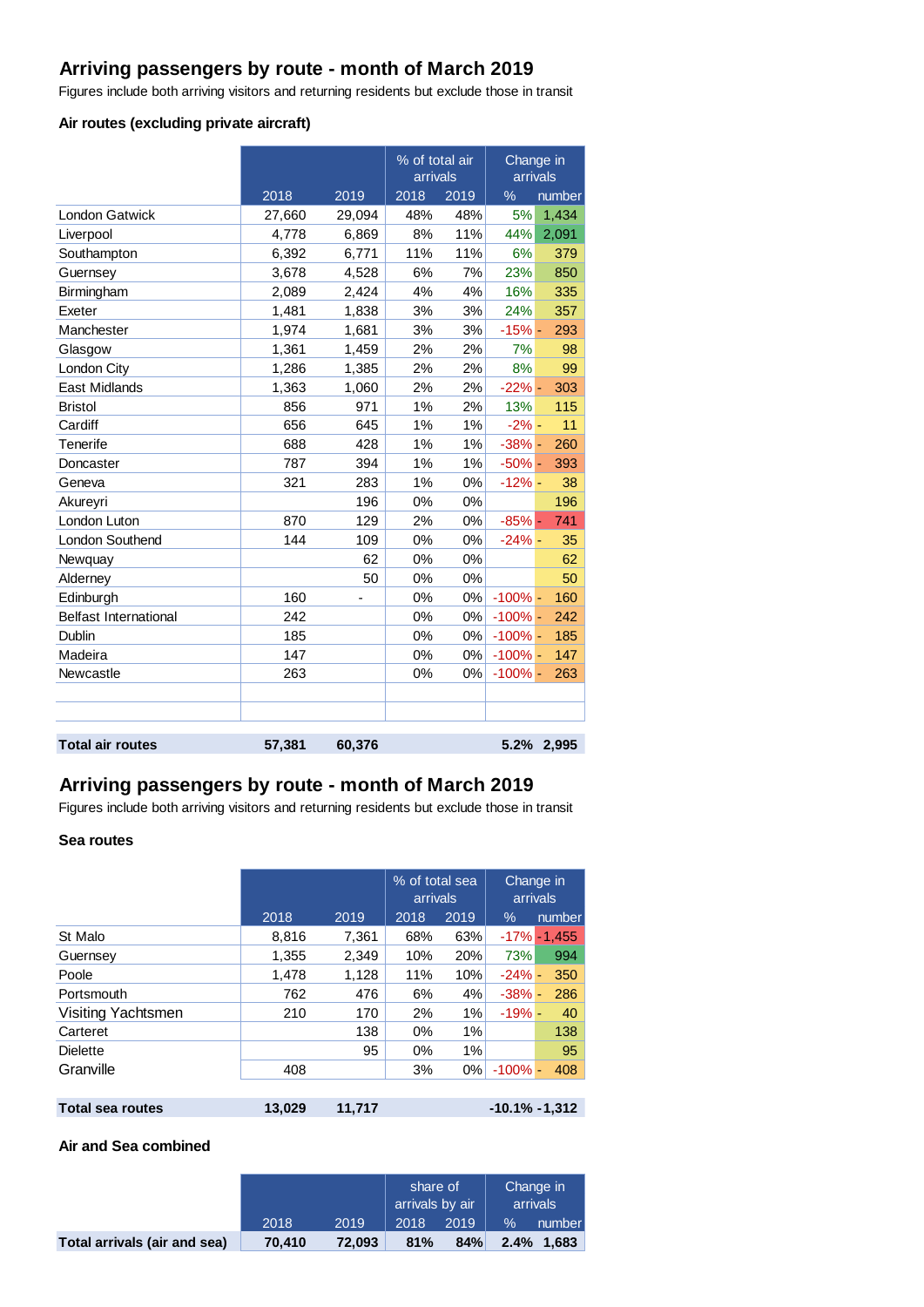## Arriving passengers by route - month of March 2019

Figures include both arriving visitors and returning residents but exclude those in transit

### Air routes (excluding private aircraft)

| | | | % of total air arrivals | | Change in arrivals | |
|---|---|---|---|---|---|---|
| | 2018 | 2019 | 2018 | 2019 | % | number |
| London Gatwick | 27,660 | 29,094 | 48% | 48% | 5% | 1,434 |
| Liverpool | 4,778 | 6,869 | 8% | 11% | 44% | 2,091 |
| Southampton | 6,392 | 6,771 | 11% | 11% | 6% | 379 |
| Guernsey | 3,678 | 4,528 | 6% | 7% | 23% | 850 |
| Birmingham | 2,089 | 2,424 | 4% | 4% | 16% | 335 |
| Exeter | 1,481 | 1,838 | 3% | 3% | 24% | 357 |
| Manchester | 1,974 | 1,681 | 3% | 3% | -15% | - 293 |
| Glasgow | 1,361 | 1,459 | 2% | 2% | 7% | 98 |
| London City | 1,286 | 1,385 | 2% | 2% | 8% | 99 |
| East Midlands | 1,363 | 1,060 | 2% | 2% | -22% | - 303 |
| Bristol | 856 | 971 | 1% | 2% | 13% | 115 |
| Cardiff | 656 | 645 | 1% | 1% | -2% | - 11 |
| Tenerife | 688 | 428 | 1% | 1% | -38% | - 260 |
| Doncaster | 787 | 394 | 1% | 1% | -50% | - 393 |
| Geneva | 321 | 283 | 1% | 0% | -12% | - 38 |
| Akureyri | | 196 | 0% | 0% | | 196 |
| London Luton | 870 | 129 | 2% | 0% | -85% | - 741 |
| London Southend | 144 | 109 | 0% | 0% | -24% | - 35 |
| Newquay | | 62 | 0% | 0% | | 62 |
| Alderney | | 50 | 0% | 0% | | 50 |
| Edinburgh | 160 | - | 0% | 0% | -100% | - 160 |
| Belfast International | 242 | | 0% | 0% | -100% | - 242 |
| Dublin | 185 | | 0% | 0% | -100% | - 185 |
| Madeira | 147 | | 0% | 0% | -100% | - 147 |
| Newcastle | 263 | | 0% | 0% | -100% | - 263 |
| **Total air routes** | **57,381** | **60,376** | | | **5.2%** | **2,995** |

## Arriving passengers by route - month of March 2019

Figures include both arriving visitors and returning residents but exclude those in transit

### Sea routes

| | | | % of total sea arrivals | | Change in arrivals | |
|---|---|---|---|---|---|---|
| | 2018 | 2019 | 2018 | 2019 | % | number |
| St Malo | 8,816 | 7,361 | 68% | 63% | -17% | -1,455 |
| Guernsey | 1,355 | 2,349 | 10% | 20% | 73% | 994 |
| Poole | 1,478 | 1,128 | 11% | 10% | -24% | - 350 |
| Portsmouth | 762 | 476 | 6% | 4% | -38% | - 286 |
| Visiting Yachtsmen | 210 | 170 | 2% | 1% | -19% | - 40 |
| Carteret | | 138 | 0% | 1% | | 138 |
| Dielette | | 95 | 0% | 1% | | 95 |
| Granville | 408 | | 3% | 0% | -100% | - 408 |
| **Total sea routes** | **13,029** | **11,717** | | | **-10.1%** | **-1,312** |

### Air and Sea combined

| | | | share of arrivals by air | | Change in arrivals | |
|---|---|---|---|---|---|---|
| | 2018 | 2019 | 2018 | 2019 | % | number |
| **Total arrivals (air and sea)** | **70,410** | **72,093** | **81%** | **84%** | **2.4%** | **1,683** |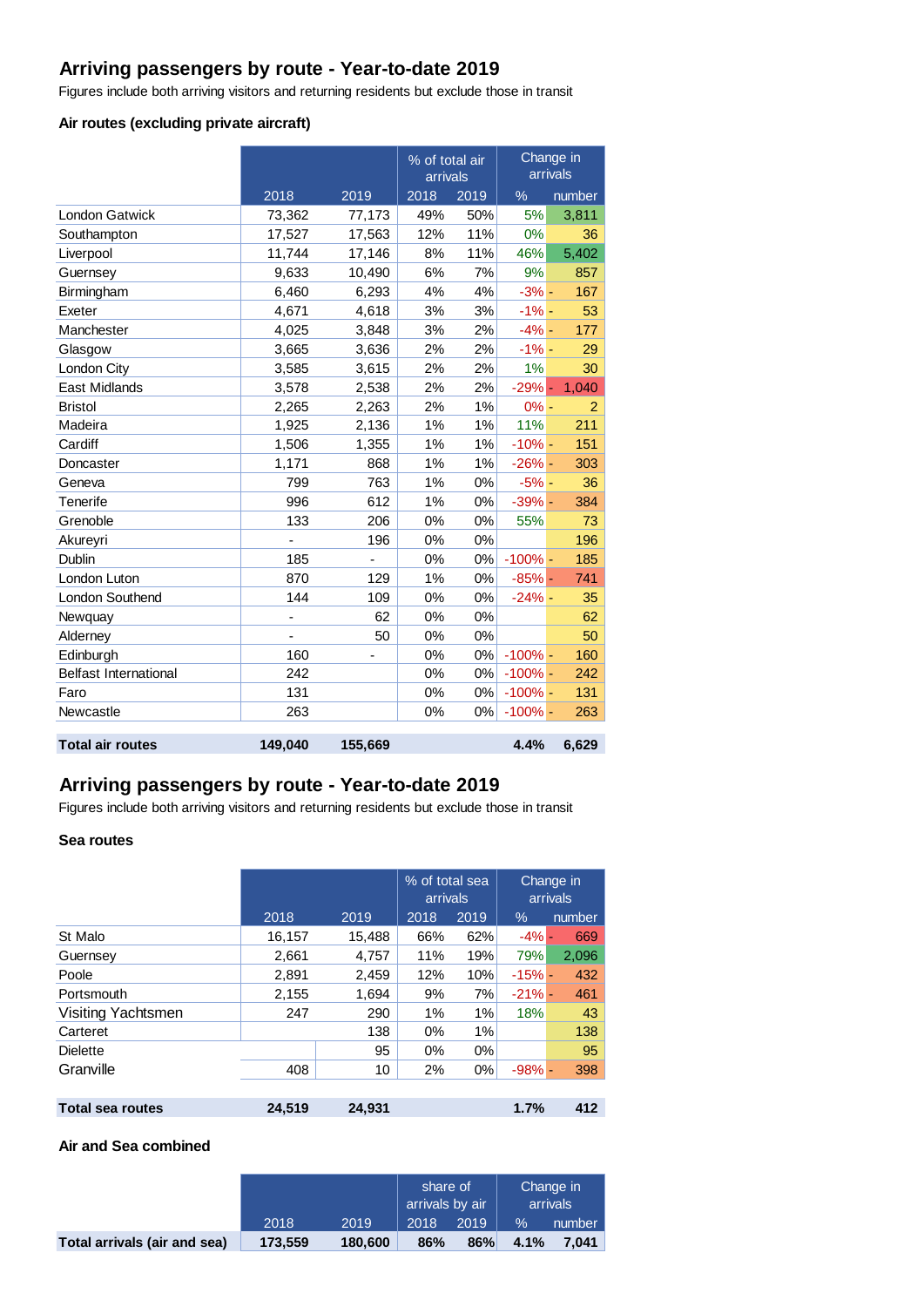## Arriving passengers by route - Year-to-date 2019

Figures include both arriving visitors and returning residents but exclude those in transit

### Air routes (excluding private aircraft)

| | | | % of total air arrivals | | Change in arrivals | |
|---|---|---|---|---|---|---|
| | 2018 | 2019 | 2018 | 2019 | % | number |
| London Gatwick | 73,362 | 77,173 | 49% | 50% | 5% | 3,811 |
| Southampton | 17,527 | 17,563 | 12% | 11% | 0% | 36 |
| Liverpool | 11,744 | 17,146 | 8% | 11% | 46% | 5,402 |
| Guernsey | 9,633 | 10,490 | 6% | 7% | 9% | 857 |
| Birmingham | 6,460 | 6,293 | 4% | 4% | -3% | - 167 |
| Exeter | 4,671 | 4,618 | 3% | 3% | -1% | - 53 |
| Manchester | 4,025 | 3,848 | 3% | 2% | -4% | - 177 |
| Glasgow | 3,665 | 3,636 | 2% | 2% | -1% | - 29 |
| London City | 3,585 | 3,615 | 2% | 2% | 1% | 30 |
| East Midlands | 3,578 | 2,538 | 2% | 2% | -29% | - 1,040 |
| Bristol | 2,265 | 2,263 | 2% | 1% | 0% | - 2 |
| Madeira | 1,925 | 2,136 | 1% | 1% | 11% | 211 |
| Cardiff | 1,506 | 1,355 | 1% | 1% | -10% | - 151 |
| Doncaster | 1,171 | 868 | 1% | 1% | -26% | - 303 |
| Geneva | 799 | 763 | 1% | 0% | -5% | - 36 |
| Tenerife | 996 | 612 | 1% | 0% | -39% | - 384 |
| Grenoble | 133 | 206 | 0% | 0% | 55% | 73 |
| Akureyri | - | 196 | 0% | 0% | | 196 |
| Dublin | 185 | - | 0% | 0% | -100% | - 185 |
| London Luton | 870 | 129 | 1% | 0% | -85% | - 741 |
| London Southend | 144 | 109 | 0% | 0% | -24% | - 35 |
| Newquay | - | 62 | 0% | 0% | | 62 |
| Alderney | - | 50 | 0% | 0% | | 50 |
| Edinburgh | 160 | - | 0% | 0% | -100% | - 160 |
| Belfast International | 242 | | 0% | 0% | -100% | - 242 |
| Faro | 131 | | 0% | 0% | -100% | - 131 |
| Newcastle | 263 | | 0% | 0% | -100% | - 263 |
| **Total air routes** | **149,040** | **155,669** | | | **4.4%** | **6,629** |

## Arriving passengers by route - Year-to-date 2019

Figures include both arriving visitors and returning residents but exclude those in transit

### Sea routes

| | | | % of total sea arrivals | | Change in arrivals | |
|---|---|---|---|---|---|---|
| | 2018 | 2019 | 2018 | 2019 | % | number |
| St Malo | 16,157 | 15,488 | 66% | 62% | -4% | - 669 |
| Guernsey | 2,661 | 4,757 | 11% | 19% | 79% | 2,096 |
| Poole | 2,891 | 2,459 | 12% | 10% | -15% | - 432 |
| Portsmouth | 2,155 | 1,694 | 9% | 7% | -21% | - 461 |
| Visiting Yachtsmen | 247 | 290 | 1% | 1% | 18% | 43 |
| Carteret | | 138 | 0% | 1% | | 138 |
| Dielette | | 95 | 0% | 0% | | 95 |
| Granville | 408 | 10 | 2% | 0% | -98% | - 398 |
| **Total sea routes** | **24,519** | **24,931** | | | **1.7%** | **412** |

### Air and Sea combined

| | | | share of arrivals by air | | Change in arrivals | |
|---|---|---|---|---|---|---|
| | 2018 | 2019 | 2018 | 2019 | % | number |
| **Total arrivals (air and sea)** | **173,559** | **180,600** | **86%** | **86%** | **4.1%** | **7,041** |